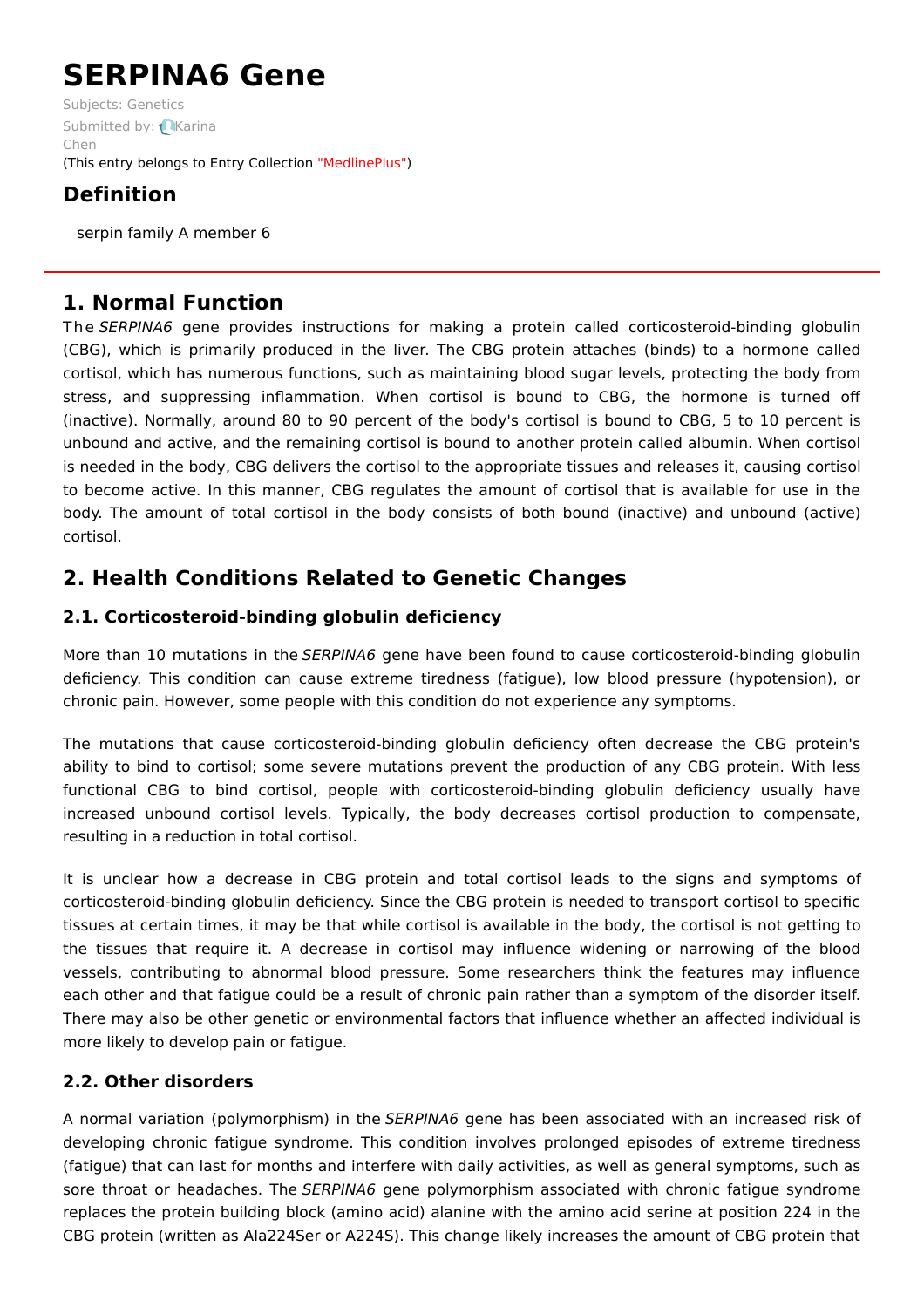# SERPINA6 Gene

Subjects: Genetics

Submitted by: Karina Chen

(This entry belongs to Entry Collection "MedlinePlus")

## Definition

serpin family A member 6

## 1. Normal Function

The *SERPINA6* gene provides instructions for making a protein called corticosteroid-binding globulin (CBG), which is primarily produced in the liver. The CBG protein attaches (binds) to a hormone called cortisol, which has numerous functions, such as maintaining blood sugar levels, protecting the body from stress, and suppressing inflammation. When cortisol is bound to CBG, the hormone is turned off (inactive). Normally, around 80 to 90 percent of the body's cortisol is bound to CBG, 5 to 10 percent is unbound and active, and the remaining cortisol is bound to another protein called albumin. When cortisol is needed in the body, CBG delivers the cortisol to the appropriate tissues and releases it, causing cortisol to become active. In this manner, CBG regulates the amount of cortisol that is available for use in the body. The amount of total cortisol in the body consists of both bound (inactive) and unbound (active) cortisol.

## 2. Health Conditions Related to Genetic Changes

### 2.1. Corticosteroid-binding globulin deficiency

More than 10 mutations in the *SERPINA6* gene have been found to cause corticosteroid-binding globulin deficiency. This condition can cause extreme tiredness (fatigue), low blood pressure (hypotension), or chronic pain. However, some people with this condition do not experience any symptoms.

The mutations that cause corticosteroid-binding globulin deficiency often decrease the CBG protein's ability to bind to cortisol; some severe mutations prevent the production of any CBG protein. With less functional CBG to bind cortisol, people with corticosteroid-binding globulin deficiency usually have increased unbound cortisol levels. Typically, the body decreases cortisol production to compensate, resulting in a reduction in total cortisol.

It is unclear how a decrease in CBG protein and total cortisol leads to the signs and symptoms of corticosteroid-binding globulin deficiency. Since the CBG protein is needed to transport cortisol to specific tissues at certain times, it may be that while cortisol is available in the body, the cortisol is not getting to the tissues that require it. A decrease in cortisol may influence widening or narrowing of the blood vessels, contributing to abnormal blood pressure. Some researchers think the features may influence each other and that fatigue could be a result of chronic pain rather than a symptom of the disorder itself. There may also be other genetic or environmental factors that influence whether an affected individual is more likely to develop pain or fatigue.

### 2.2. Other disorders

A normal variation (polymorphism) in the *SERPINA6* gene has been associated with an increased risk of developing chronic fatigue syndrome. This condition involves prolonged episodes of extreme tiredness (fatigue) that can last for months and interfere with daily activities, as well as general symptoms, such as sore throat or headaches. The *SERPINA6* gene polymorphism associated with chronic fatigue syndrome replaces the protein building block (amino acid) alanine with the amino acid serine at position 224 in the CBG protein (written as Ala224Ser or A224S). This change likely increases the amount of CBG protein that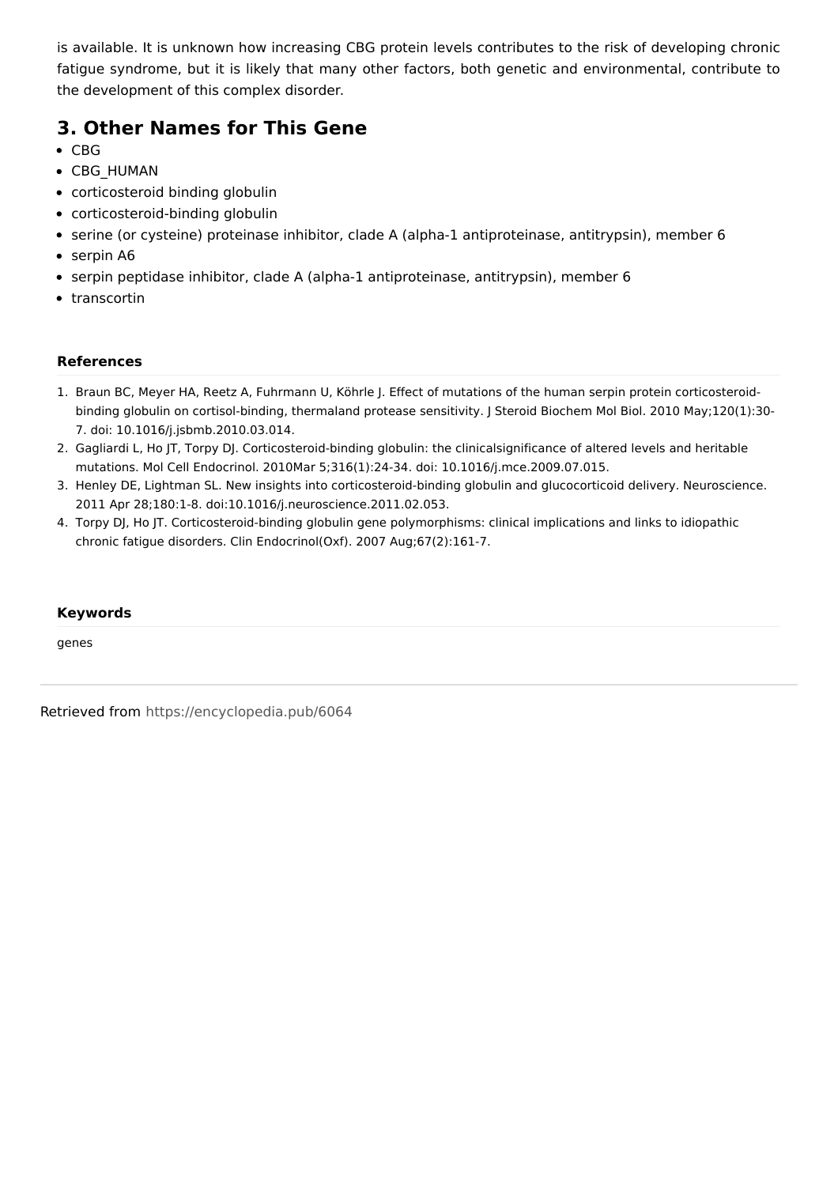is available. It is unknown how increasing CBG protein levels contributes to the risk of developing chronic fatigue syndrome, but it is likely that many other factors, both genetic and environmental, contribute to the development of this complex disorder.

## 3. Other Names for This Gene

- CBG
- CBG_HUMAN
- corticosteroid binding globulin
- corticosteroid-binding globulin
- serine (or cysteine) proteinase inhibitor, clade A (alpha-1 antiproteinase, antitrypsin), member 6
- serpin A6
- serpin peptidase inhibitor, clade A (alpha-1 antiproteinase, antitrypsin), member 6
- transcortin

### References

1. Braun BC, Meyer HA, Reetz A, Fuhrmann U, Köhrle J. Effect of mutations of the human serpin protein corticosteroid-binding globulin on cortisol-binding, thermaland protease sensitivity. J Steroid Biochem Mol Biol. 2010 May;120(1):30-7. doi: 10.1016/j.jsbmb.2010.03.014.
2. Gagliardi L, Ho JT, Torpy DJ. Corticosteroid-binding globulin: the clinicalsignificance of altered levels and heritable mutations. Mol Cell Endocrinol. 2010Mar 5;316(1):24-34. doi: 10.1016/j.mce.2009.07.015.
3. Henley DE, Lightman SL. New insights into corticosteroid-binding globulin and glucocorticoid delivery. Neuroscience. 2011 Apr 28;180:1-8. doi:10.1016/j.neuroscience.2011.02.053.
4. Torpy DJ, Ho JT. Corticosteroid-binding globulin gene polymorphisms: clinical implications and links to idiopathic chronic fatigue disorders. Clin Endocrinol(Oxf). 2007 Aug;67(2):161-7.

### Keywords

genes

Retrieved from https://encyclopedia.pub/6064